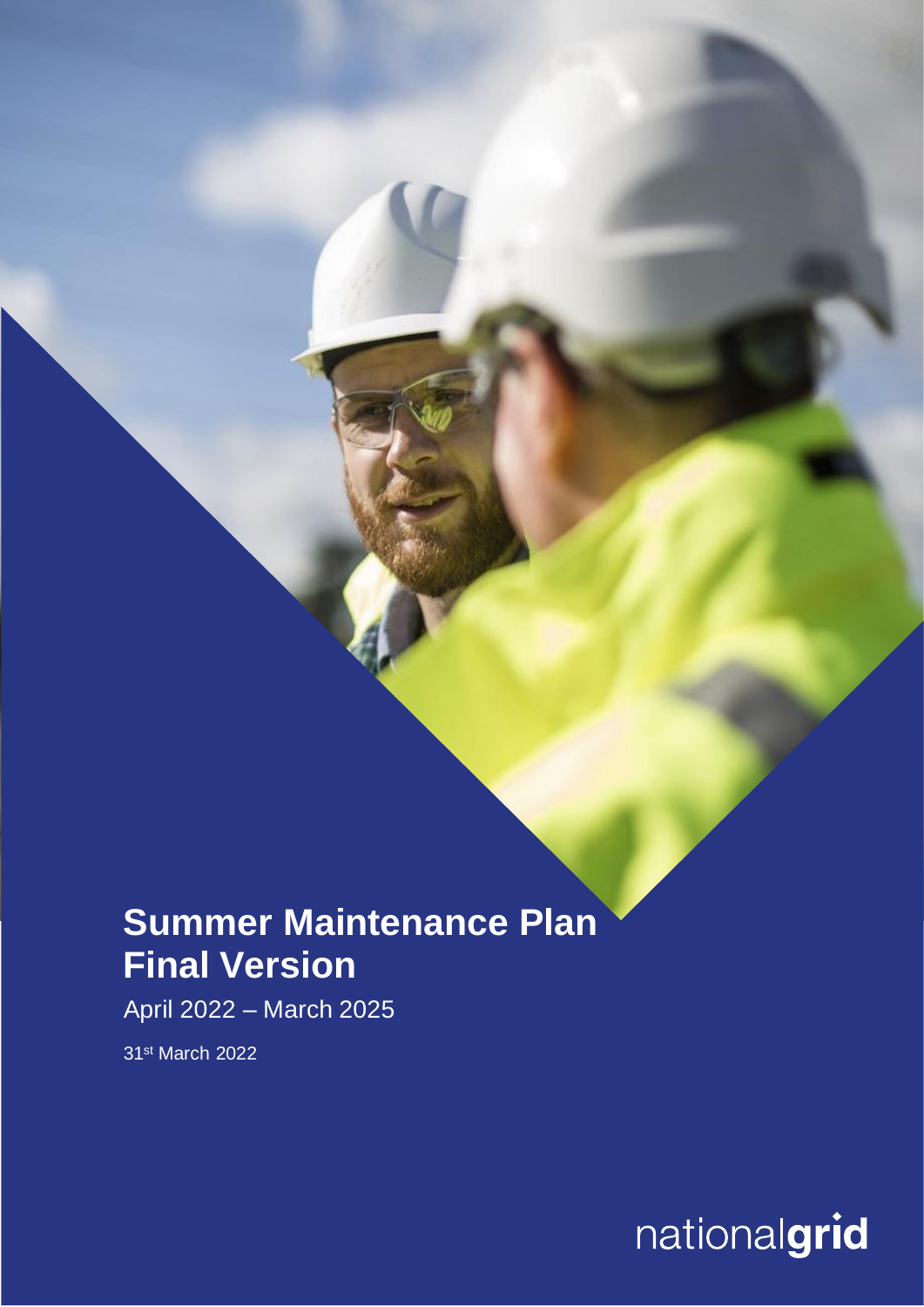# Summer Maintenance Plan Final Version

April 2022 – March 2025

31st March 2022

nationalgrid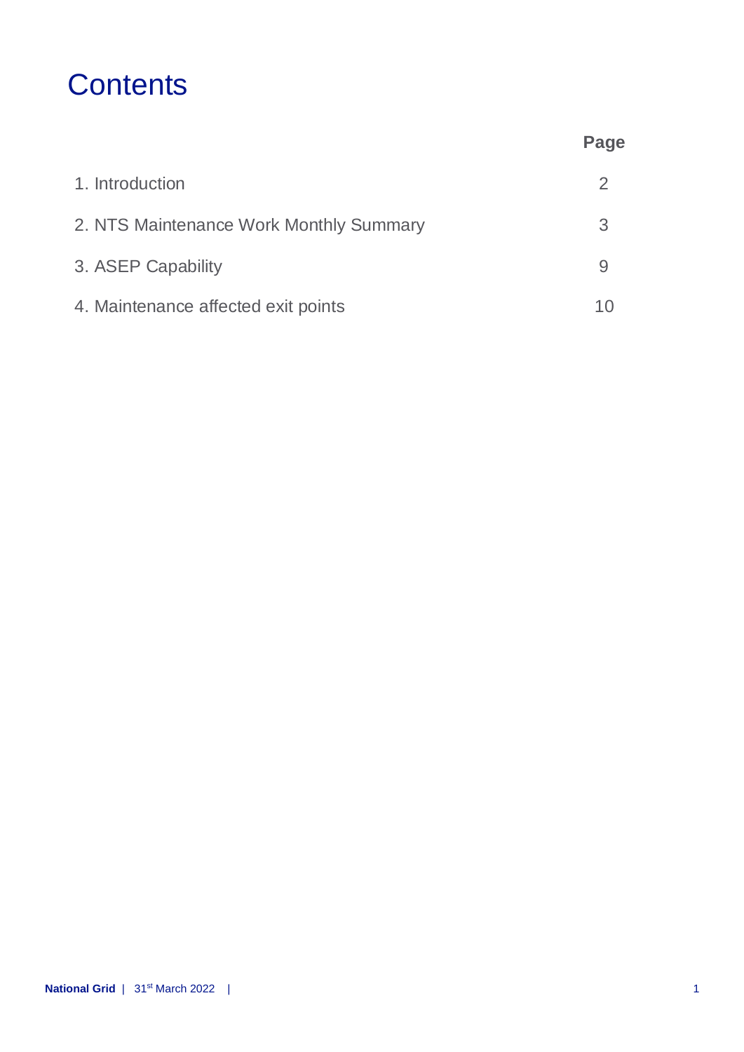# Contents

| | Page |
|---|---|
| 1. Introduction | 2 |
| 2. NTS Maintenance Work Monthly Summary | 3 |
| 3. ASEP Capability | 9 |
| 4. Maintenance affected exit points | 10 |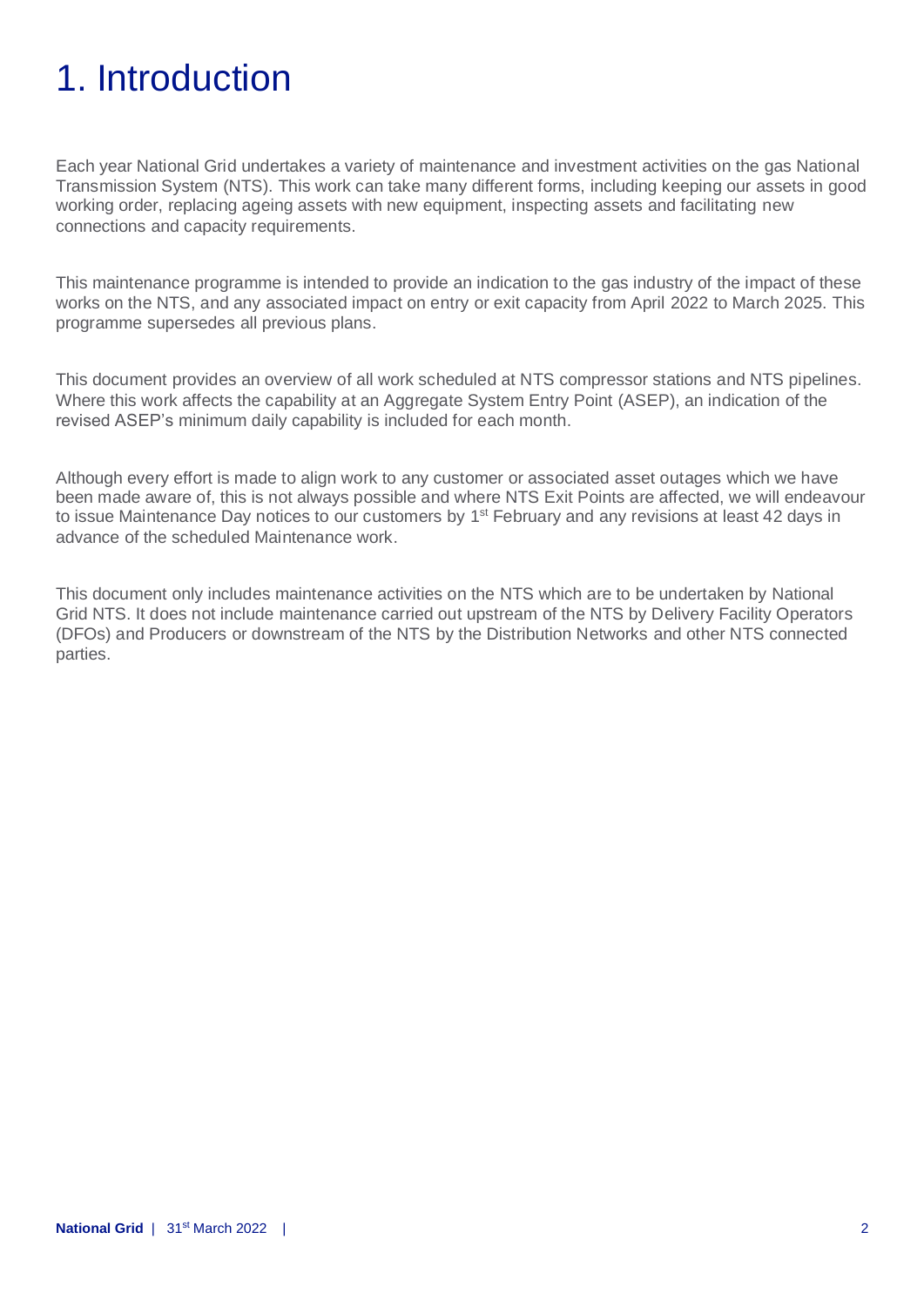# 1. Introduction

Each year National Grid undertakes a variety of maintenance and investment activities on the gas National Transmission System (NTS). This work can take many different forms, including keeping our assets in good working order, replacing ageing assets with new equipment, inspecting assets and facilitating new connections and capacity requirements.

This maintenance programme is intended to provide an indication to the gas industry of the impact of these works on the NTS, and any associated impact on entry or exit capacity from April 2022 to March 2025. This programme supersedes all previous plans.

This document provides an overview of all work scheduled at NTS compressor stations and NTS pipelines. Where this work affects the capability at an Aggregate System Entry Point (ASEP), an indication of the revised ASEP's minimum daily capability is included for each month.

Although every effort is made to align work to any customer or associated asset outages which we have been made aware of, this is not always possible and where NTS Exit Points are affected, we will endeavour to issue Maintenance Day notices to our customers by 1st February and any revisions at least 42 days in advance of the scheduled Maintenance work.

This document only includes maintenance activities on the NTS which are to be undertaken by National Grid NTS. It does not include maintenance carried out upstream of the NTS by Delivery Facility Operators (DFOs) and Producers or downstream of the NTS by the Distribution Networks and other NTS connected parties.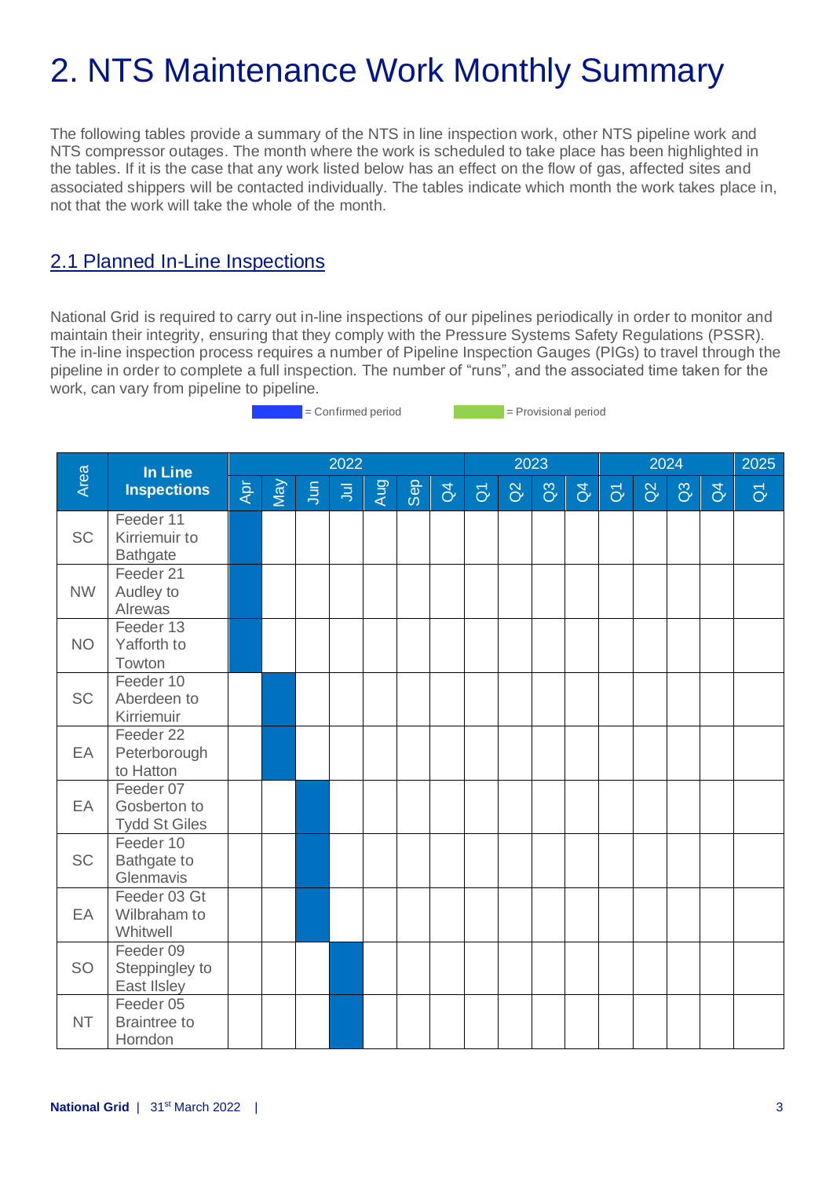# 2. NTS Maintenance Work Monthly Summary

The following tables provide a summary of the NTS in line inspection work, other NTS pipeline work and NTS compressor outages. The month where the work is scheduled to take place has been highlighted in the tables. If it is the case that any work listed below has an effect on the flow of gas, affected sites and associated shippers will be contacted individually. The tables indicate which month the work takes place in, not that the work will take the whole of the month.

## 2.1 Planned In-Line Inspections

National Grid is required to carry out in-line inspections of our pipelines periodically in order to monitor and maintain their integrity, ensuring that they comply with the Pressure Systems Safety Regulations (PSSR). The in-line inspection process requires a number of Pipeline Inspection Gauges (PIGs) to travel through the pipeline in order to complete a full inspection. The number of "runs", and the associated time taken for the work, can vary from pipeline to pipeline.

■ = Confirmed period ■ = Provisional period

| Area | In Line Inspections | 2022 | | | | | | | 2023 | | | | 2024 | | | | 2025 |
|---|---|---|---|---|---|---|---|---|---|---|---|---|---|---|---|---|---|
| | | Apr | May | Jun | Jul | Aug | Sep | Q4 | Q1 | Q2 | Q3 | Q4 | Q1 | Q2 | Q3 | Q4 | Q1 |
| SC | Feeder 11 Kirriemuir to Bathgate | Confirmed | | | | | | | | | | | | | | | |
| NW | Feeder 21 Audley to Alrewas | Confirmed | | | | | | | | | | | | | | | |
| NO | Feeder 13 Yafforth to Towton | Confirmed | | | | | | | | | | | | | | | |
| SC | Feeder 10 Aberdeen to Kirriemuir | | Confirmed | | | | | | | | | | | | | | |
| EA | Feeder 22 Peterborough to Hatton | | Confirmed | | | | | | | | | | | | | | |
| EA | Feeder 07 Gosberton to Tydd St Giles | | | Confirmed | | | | | | | | | | | | | |
| SC | Feeder 10 Bathgate to Glenmavis | | | Confirmed | | | | | | | | | | | | | |
| EA | Feeder 03 Gt Wilbraham to Whitwell | | | Confirmed | | | | | | | | | | | | | |
| SO | Feeder 09 Steppingley to East Ilsley | | | | Confirmed | | | | | | | | | | | | |
| NT | Feeder 05 Braintree to Horndon | | | | Confirmed | | | | | | | | | | | | |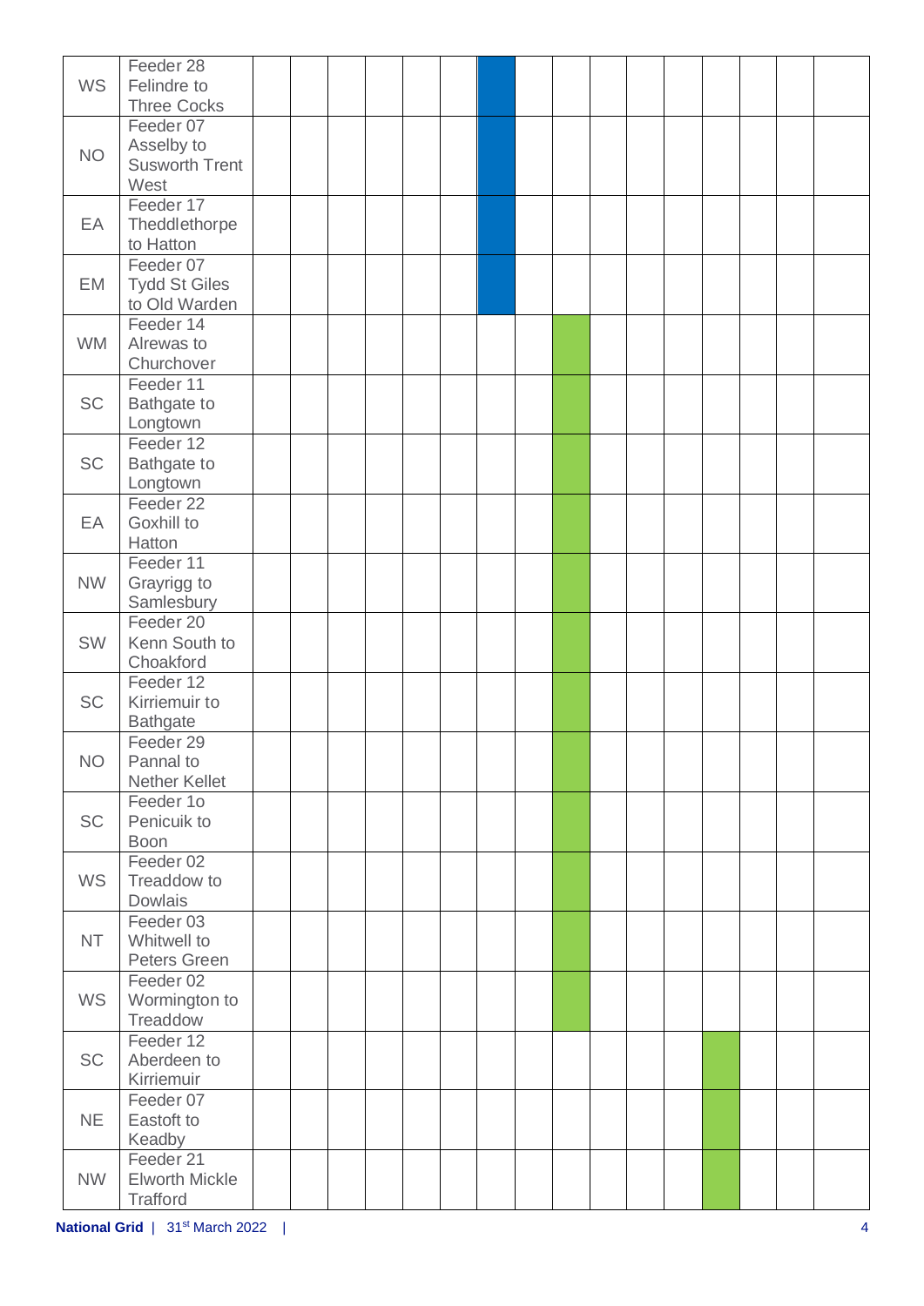| | | | | | | | | | | | | | | | | | |
|---|---|---|---|---|---|---|---|---|---|---|---|---|---|---|---|---|---|
| WS | Feeder 28 Felindre to Three Cocks | | | | | | | ■ | | | | | | | | | |
| NO | Feeder 07 Asselby to Susworth Trent West | | | | | | | ■ | | | | | | | | | |
| EA | Feeder 17 Theddlethorpe to Hatton | | | | | | | ■ | | | | | | | | | |
| EM | Feeder 07 Tydd St Giles to Old Warden | | | | | | | ■ | | | | | | | | | |
| WM | Feeder 14 Alrewas to Churchover | | | | | | | | | ■ | | | | | | | |
| SC | Feeder 11 Bathgate to Longtown | | | | | | | | | ■ | | | | | | | |
| SC | Feeder 12 Bathgate to Longtown | | | | | | | | | ■ | | | | | | | |
| EA | Feeder 22 Goxhill to Hatton | | | | | | | | | ■ | | | | | | | |
| NW | Feeder 11 Grayrigg to Samlesbury | | | | | | | | | ■ | | | | | | | |
| SW | Feeder 20 Kenn South to Choakford | | | | | | | | | ■ | | | | | | | |
| SC | Feeder 12 Kirriemuir to Bathgate | | | | | | | | | ■ | | | | | | | |
| NO | Feeder 29 Pannal to Nether Kellet | | | | | | | | | ■ | | | | | | | |
| SC | Feeder 1o Penicuik to Boon | | | | | | | | | ■ | | | | | | | |
| WS | Feeder 02 Treaddow to Dowlais | | | | | | | | | ■ | | | | | | | |
| NT | Feeder 03 Whitwell to Peters Green | | | | | | | | | ■ | | | | | | | |
| WS | Feeder 02 Wormington to Treaddow | | | | | | | | | ■ | | | | | | | |
| SC | Feeder 12 Aberdeen to Kirriemuir | | | | | | | | | | | | | ■ | | | |
| NE | Feeder 07 Eastoft to Keadby | | | | | | | | | | | | | ■ | | | |
| NW | Feeder 21 Elworth Mickle Trafford | | | | | | | | | | | | | ■ | | | |

**National Grid** | 31st March 2022 |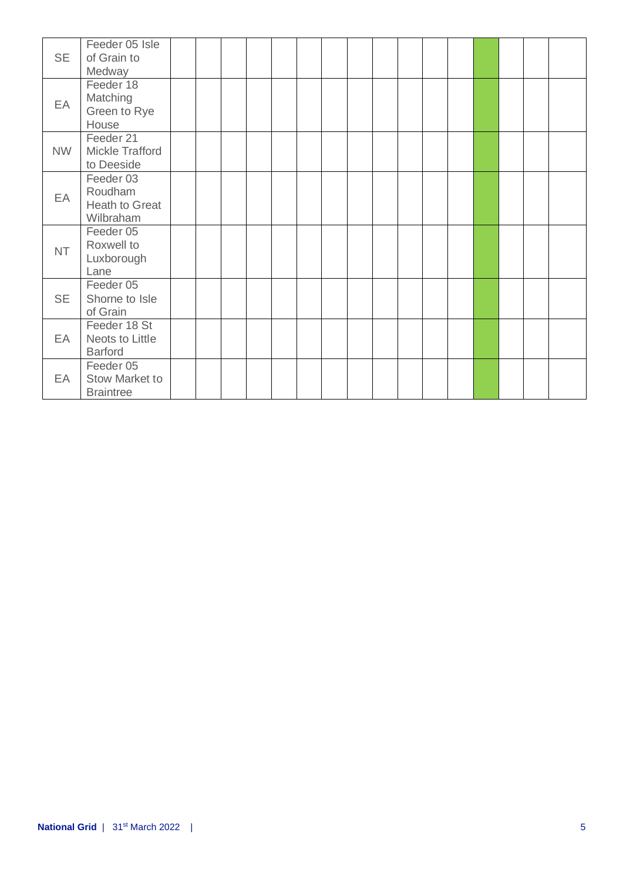| | | | | | | | | | | | | | | | | | |
|---|---|---|---|---|---|---|---|---|---|---|---|---|---|---|---|---|---|
| SE | Feeder 05 Isle of Grain to Medway | | | | | | | | | | | | | | | | |
| EA | Feeder 18 Matching Green to Rye House | | | | | | | | | | | | | | | | |
| NW | Feeder 21 Mickle Trafford to Deeside | | | | | | | | | | | | | | | | |
| EA | Feeder 03 Roudham Heath to Great Wilbraham | | | | | | | | | | | | | | | | |
| NT | Feeder 05 Roxwell to Luxborough Lane | | | | | | | | | | | | | | | | |
| SE | Feeder 05 Shorne to Isle of Grain | | | | | | | | | | | | | | | | |
| EA | Feeder 18 St Neots to Little Barford | | | | | | | | | | | | | | | | |
| EA | Feeder 05 Stow Market to Braintree | | | | | | | | | | | | | | | | |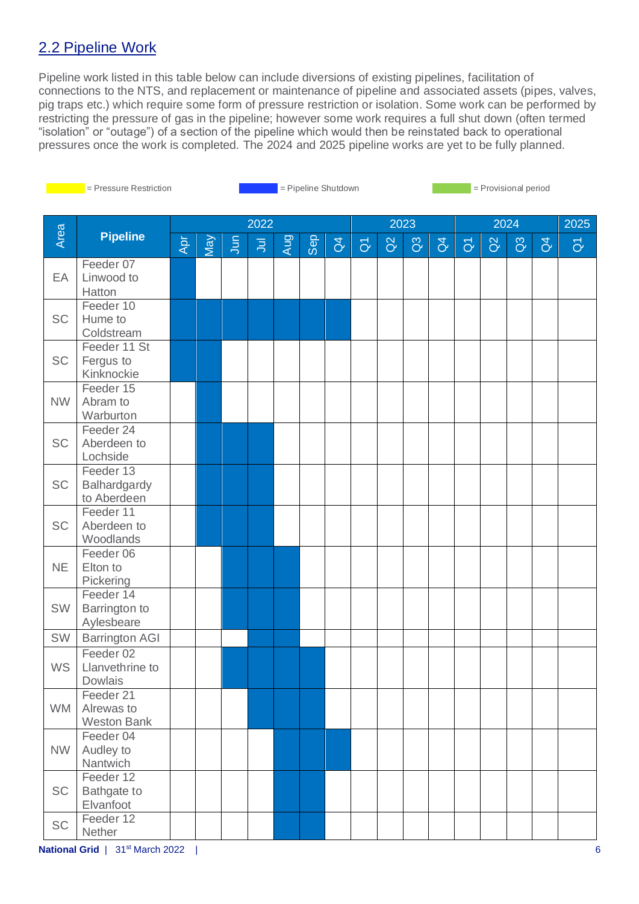## 2.2 Pipeline Work

Pipeline work listed in this table below can include diversions of existing pipelines, facilitation of connections to the NTS, and replacement or maintenance of pipeline and associated assets (pipes, valves, pig traps etc.) which require some form of pressure restriction or isolation. Some work can be performed by restricting the pressure of gas in the pipeline; however some work requires a full shut down (often termed "isolation" or "outage") of a section of the pipeline which would then be reinstated back to operational pressures once the work is completed. The 2024 and 2025 pipeline works are yet to be fully planned.

= Pressure Restriction = Pipeline Shutdown = Provisional period

| Area | Pipeline | 2022 | | | | | | | 2023 | | | | 2024 | | | | 2025 |
|---|---|---|---|---|---|---|---|---|---|---|---|---|---|---|---|---|---|
| | | Apr | May | Jun | Jul | Aug | Sep | Q4 | Q1 | Q2 | Q3 | Q4 | Q1 | Q2 | Q3 | Q4 | Q1 |
| EA | Feeder 07 Linwood to Hatton | Pipeline Shutdown | | | | | | | | | | | | | | | |
| SC | Feeder 10 Hume to Coldstream | Pipeline Shutdown | Pipeline Shutdown | Pipeline Shutdown | Pipeline Shutdown | Pipeline Shutdown | Pipeline Shutdown | Pipeline Shutdown | | | | | | | | | |
| SC | Feeder 11 St Fergus to Kinknockie | Pipeline Shutdown | Pipeline Shutdown | | | | | | | | | | | | | | |
| NW | Feeder 15 Abram to Warburton | | Pipeline Shutdown | | | | | | | | | | | | | | |
| SC | Feeder 24 Aberdeen to Lochside | | Pipeline Shutdown | Pipeline Shutdown | Pipeline Shutdown | | | | | | | | | | | | |
| SC | Feeder 13 Balhardgardy to Aberdeen | | Pipeline Shutdown | Pipeline Shutdown | Pipeline Shutdown | | | | | | | | | | | | |
| SC | Feeder 11 Aberdeen to Woodlands | | Pipeline Shutdown | Pipeline Shutdown | Pipeline Shutdown | | | | | | | | | | | | |
| NE | Feeder 06 Elton to Pickering | | | Pipeline Shutdown | Pipeline Shutdown | Pipeline Shutdown | | | | | | | | | | | |
| SW | Feeder 14 Barrington to Aylesbeare | | | Pipeline Shutdown | Pipeline Shutdown | Pipeline Shutdown | | | | | | | | | | | |
| SW | Barrington AGI | | | | Pipeline Shutdown | Pipeline Shutdown | | | | | | | | | | | |
| WS | Feeder 02 Llanvethrine to Dowlais | | | Pipeline Shutdown | Pipeline Shutdown | Pipeline Shutdown | Pipeline Shutdown | | | | | | | | | | |
| WM | Feeder 21 Alrewas to Weston Bank | | | | Pipeline Shutdown | Pipeline Shutdown | Pipeline Shutdown | | | | | | | | | | |
| NW | Feeder 04 Audley to Nantwich | | | | | Pipeline Shutdown | Pipeline Shutdown | Pipeline Shutdown | | | | | | | | | |
| SC | Feeder 12 Bathgate to Elvanfoot | | | | | Pipeline Shutdown | Pipeline Shutdown | | | | | | | | | | |
| SC | Feeder 12 Nether | | | | | Pipeline Shutdown | Pipeline Shutdown | | | | | | | | | | |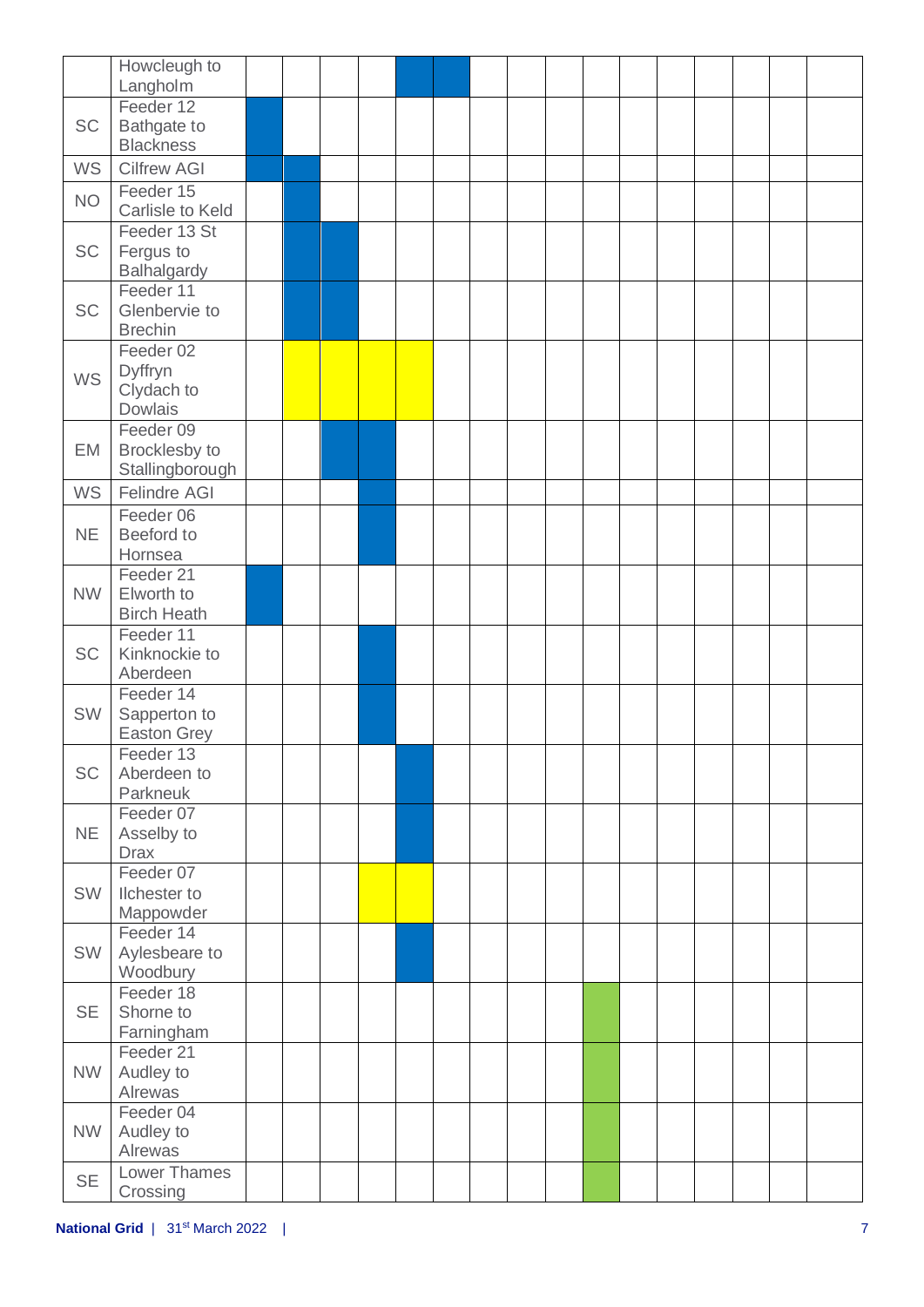| | | | | | | | | | | | | | | | | | |
|---|---|---|---|---|---|---|---|---|---|---|---|---|---|---|---|---|---|
| | Howcleugh to Langholm | | | | | Blue | Blue | | | | | | | | | | |
| SC | Feeder 12 Bathgate to Blackness | Blue | | | | | | | | | | | | | | | |
| WS | Cilfrew AGI | Blue | Blue | | | | | | | | | | | | | | |
| NO | Feeder 15 Carlisle to Keld | | Blue | | | | | | | | | | | | | | |
| SC | Feeder 13 St Fergus to Balhalgardy | | Blue | Blue | | | | | | | | | | | | | |
| SC | Feeder 11 Glenbervie to Brechin | | Blue | Blue | | | | | | | | | | | | | |
| WS | Feeder 02 Dyffryn Clydach to Dowlais | | Yellow | Yellow | Yellow | Yellow | | | | | | | | | | | |
| EM | Feeder 09 Brocklesby to Stallingborough | | | Blue | Blue | | | | | | | | | | | | |
| WS | Felindre AGI | | | | Blue | | | | | | | | | | | | |
| NE | Feeder 06 Beeford to Hornsea | | | | Blue | | | | | | | | | | | | |
| NW | Feeder 21 Elworth to Birch Heath | Blue | | | | | | | | | | | | | | | |
| SC | Feeder 11 Kinknockie to Aberdeen | | | | Blue | | | | | | | | | | | | |
| SW | Feeder 14 Sapperton to Easton Grey | | | | Blue | | | | | | | | | | | | |
| SC | Feeder 13 Aberdeen to Parkneuk | | | | | Blue | | | | | | | | | | | |
| NE | Feeder 07 Asselby to Drax | | | | | Blue | | | | | | | | | | | |
| SW | Feeder 07 Ilchester to Mappowder | | | | Yellow | Yellow | | | | | | | | | | | |
| SW | Feeder 14 Aylesbeare to Woodbury | | | | | Blue | | | | | | | | | | | |
| SE | Feeder 18 Shorne to Farningham | | | | | | | | | | Green | | | | | | |
| NW | Feeder 21 Audley to Alrewas | | | | | | | | | | Green | | | | | | |
| NW | Feeder 04 Audley to Alrewas | | | | | | | | | | Green | | | | | | |
| SE | Lower Thames Crossing | | | | | | | | | | Green | | | | | | |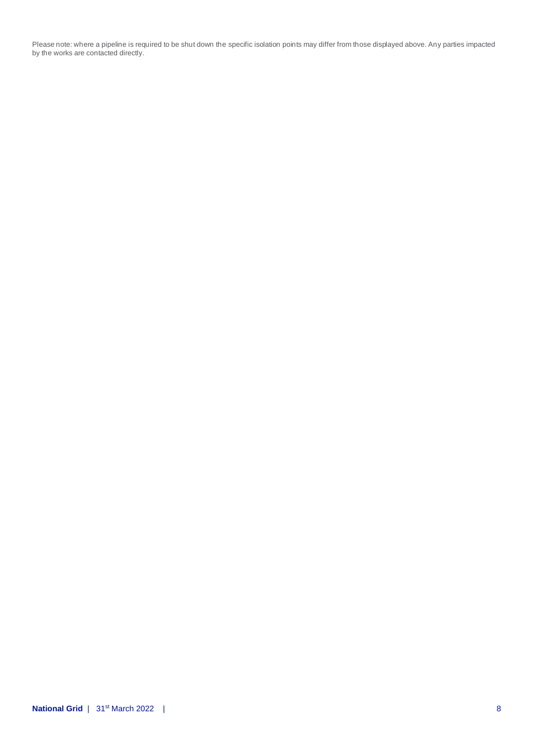Please note: where a pipeline is required to be shut down the specific isolation points may differ from those displayed above. Any parties impacted by the works are contacted directly.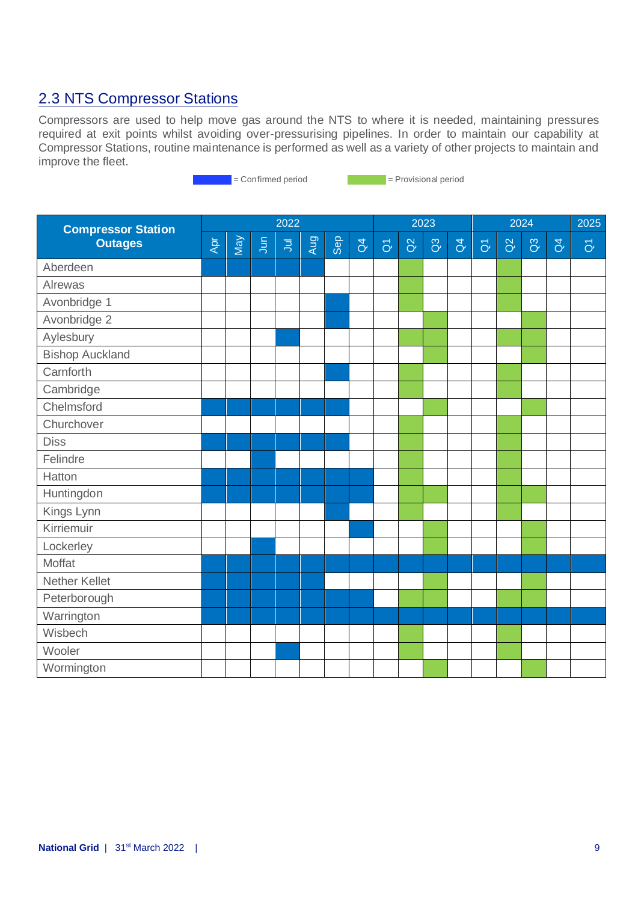## 2.3 NTS Compressor Stations

Compressors are used to help move gas around the NTS to where it is needed, maintaining pressures required at exit points whilst avoiding over-pressurising pipelines. In order to maintain our capability at Compressor Stations, routine maintenance is performed as well as a variety of other projects to maintain and improve the fleet.

C = Confirmed period  P = Provisional period

| Compressor Station Outages | 2022 | | | | | | | 2023 | | | | 2024 | | | | 2025 |
|---|---|---|---|---|---|---|---|---|---|---|---|---|---|---|---|---|
| | Apr | May | Jun | Jul | Aug | Sep | Q4 | Q1 | Q2 | Q3 | Q4 | Q1 | Q2 | Q3 | Q4 | Q1 |
| Aberdeen | C | C | C | C | C | | | | | | | | | | | |
| Alrewas | | | | | | | | | P | | | | P | | | |
| Avonbridge 1 | | | | | | C | | | P | | | | P | | | |
| Avonbridge 2 | | | | | | C | | | | P | | | | P | | |
| Aylesbury | | | | C | | | | | P | P | | | P | P | | |
| Bishop Auckland | | | | | | | | | | P | | | | P | | |
| Carnforth | | | | | | C | | | P | | | | P | | | |
| Cambridge | | | | | | | | | P | | | | P | | | |
| Chelmsford | C | C | C | C | C | C | | | | P | | | | P | | |
| Churchover | | | | | | | | | P | | | | P | | | |
| Diss | C | C | C | C | C | C | | | P | | | | P | | | |
| Felindre | | | C | | | | | | P | | | | P | | | |
| Hatton | C | C | C | C | C | C | C | | P | | | | P | | | |
| Huntingdon | C | C | C | C | C | C | C | | P | P | | | P | P | | |
| Kings Lynn | | | | | | C | | | P | | | | P | | | |
| Kirriemuir | | | | | | | C | | | P | | | | P | | |
| Lockerley | | | C | | | | | | | P | | | | P | | |
| Moffat | C | C | C | C | C | C | C | C | C | C | C | C | C | C | C | C |
| Nether Kellet | C | C | C | C | C | | | | | P | | | | P | | |
| Peterborough | C | C | C | C | C | C | C | | P | P | | | P | P | | |
| Warrington | C | C | C | C | C | C | C | C | C | C | C | C | C | C | C | C |
| Wisbech | | | | | | | | | P | | | | P | | | |
| Wooler | | | | C | | | | | P | | | | P | | | |
| Wormington | | | | | | | | | | P | | | | P | | |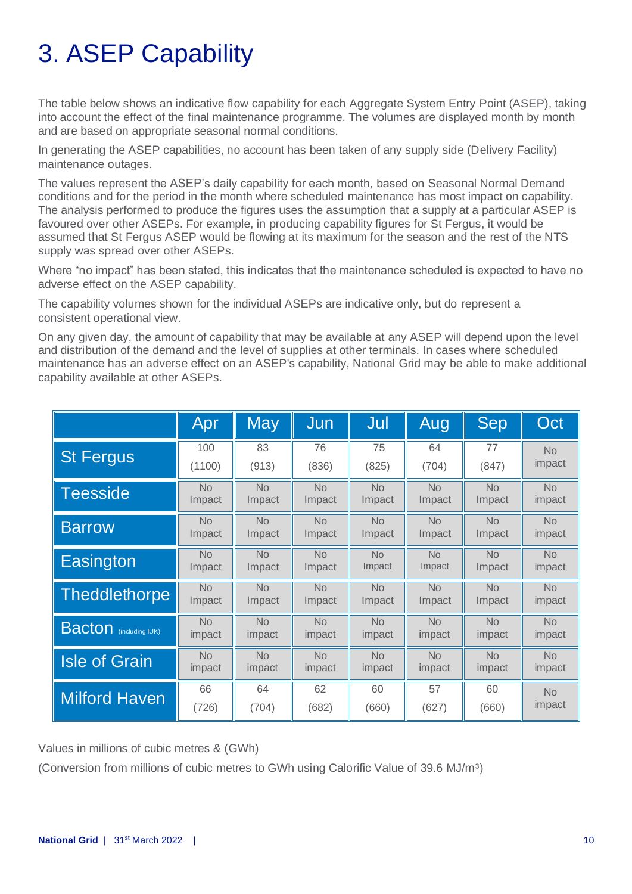# 3. ASEP Capability

The table below shows an indicative flow capability for each Aggregate System Entry Point (ASEP), taking into account the effect of the final maintenance programme. The volumes are displayed month by month and are based on appropriate seasonal normal conditions.

In generating the ASEP capabilities, no account has been taken of any supply side (Delivery Facility) maintenance outages.

The values represent the ASEP's daily capability for each month, based on Seasonal Normal Demand conditions and for the period in the month where scheduled maintenance has most impact on capability. The analysis performed to produce the figures uses the assumption that a supply at a particular ASEP is favoured over other ASEPs. For example, in producing capability figures for St Fergus, it would be assumed that St Fergus ASEP would be flowing at its maximum for the season and the rest of the NTS supply was spread over other ASEPs.

Where "no impact" has been stated, this indicates that the maintenance scheduled is expected to have no adverse effect on the ASEP capability.

The capability volumes shown for the individual ASEPs are indicative only, but do represent a consistent operational view.

On any given day, the amount of capability that may be available at any ASEP will depend upon the level and distribution of the demand and the level of supplies at other terminals. In cases where scheduled maintenance has an adverse effect on an ASEP's capability, National Grid may be able to make additional capability available at other ASEPs.

| | Apr | May | Jun | Jul | Aug | Sep | Oct |
|---|---|---|---|---|---|---|---|
| St Fergus | 100 (1100) | 83 (913) | 76 (836) | 75 (825) | 64 (704) | 77 (847) | No impact |
| Teesside | No Impact | No Impact | No Impact | No Impact | No Impact | No Impact | No impact |
| Barrow | No Impact | No Impact | No Impact | No Impact | No Impact | No Impact | No impact |
| Easington | No Impact | No Impact | No Impact | No Impact | No Impact | No Impact | No impact |
| Theddlethorpe | No Impact | No Impact | No Impact | No Impact | No Impact | No Impact | No impact |
| Bacton (including IUK) | No impact | No impact | No impact | No impact | No impact | No impact | No impact |
| Isle of Grain | No impact | No impact | No impact | No impact | No impact | No impact | No impact |
| Milford Haven | 66 (726) | 64 (704) | 62 (682) | 60 (660) | 57 (627) | 60 (660) | No impact |

Values in millions of cubic metres & (GWh)

(Conversion from millions of cubic metres to GWh using Calorific Value of 39.6 $MJ/m^3$)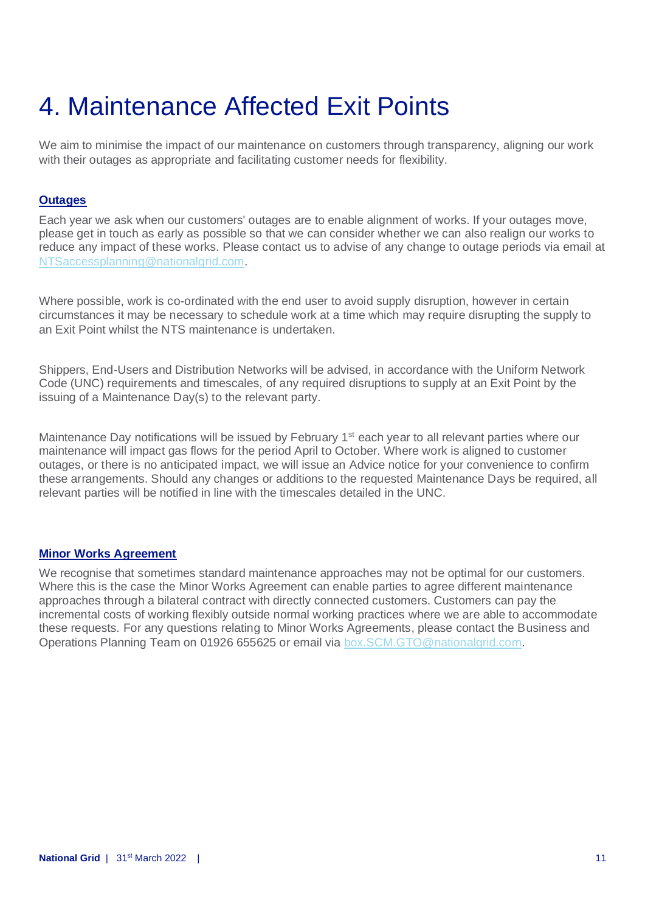# 4. Maintenance Affected Exit Points

We aim to minimise the impact of our maintenance on customers through transparency, aligning our work with their outages as appropriate and facilitating customer needs for flexibility.

**Outages**

Each year we ask when our customers' outages are to enable alignment of works. If your outages move, please get in touch as early as possible so that we can consider whether we can also realign our works to reduce any impact of these works. Please contact us to advise of any change to outage periods via email at NTSaccessplanning@nationalgrid.com.

Where possible, work is co-ordinated with the end user to avoid supply disruption, however in certain circumstances it may be necessary to schedule work at a time which may require disrupting the supply to an Exit Point whilst the NTS maintenance is undertaken.

Shippers, End-Users and Distribution Networks will be advised, in accordance with the Uniform Network Code (UNC) requirements and timescales, of any required disruptions to supply at an Exit Point by the issuing of a Maintenance Day(s) to the relevant party.

Maintenance Day notifications will be issued by February 1st each year to all relevant parties where our maintenance will impact gas flows for the period April to October. Where work is aligned to customer outages, or there is no anticipated impact, we will issue an Advice notice for your convenience to confirm these arrangements. Should any changes or additions to the requested Maintenance Days be required, all relevant parties will be notified in line with the timescales detailed in the UNC.

**Minor Works Agreement**

We recognise that sometimes standard maintenance approaches may not be optimal for our customers. Where this is the case the Minor Works Agreement can enable parties to agree different maintenance approaches through a bilateral contract with directly connected customers. Customers can pay the incremental costs of working flexibly outside normal working practices where we are able to accommodate these requests. For any questions relating to Minor Works Agreements, please contact the Business and Operations Planning Team on 01926 655625 or email via box.SCM.GTO@nationalgrid.com.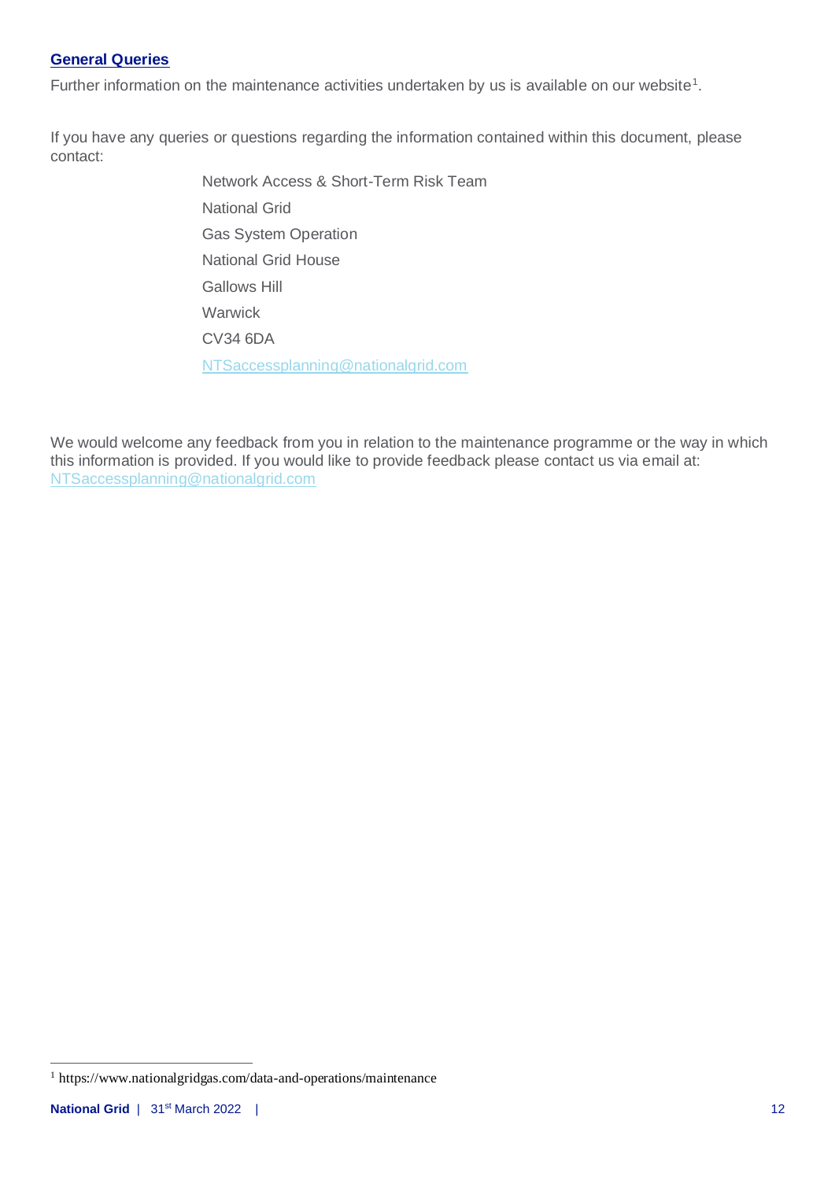## General Queries

Further information on the maintenance activities undertaken by us is available on our website[1].

If you have any queries or questions regarding the information contained within this document, please contact:

Network Access & Short-Term Risk Team
National Grid
Gas System Operation
National Grid House
Gallows Hill
Warwick
CV34 6DA
NTSaccessplanning@nationalgrid.com

We would welcome any feedback from you in relation to the maintenance programme or the way in which this information is provided. If you would like to provide feedback please contact us via email at: NTSaccessplanning@nationalgrid.com

[1] https://www.nationalgridgas.com/data-and-operations/maintenance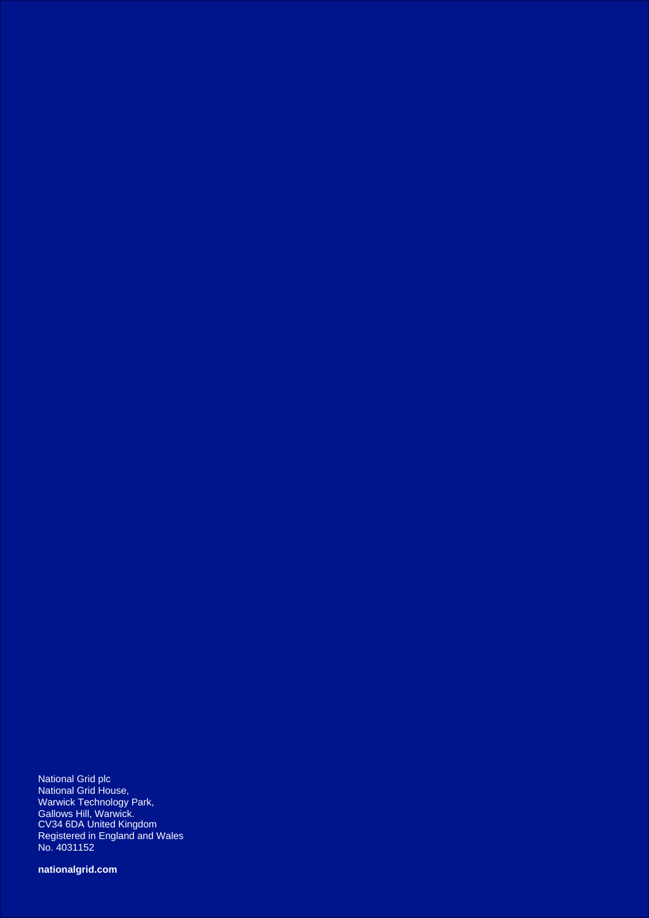National Grid plc
National Grid House,
Warwick Technology Park,
Gallows Hill, Warwick.
CV34 6DA United Kingdom
Registered in England and Wales
No. 4031152

**nationalgrid.com**